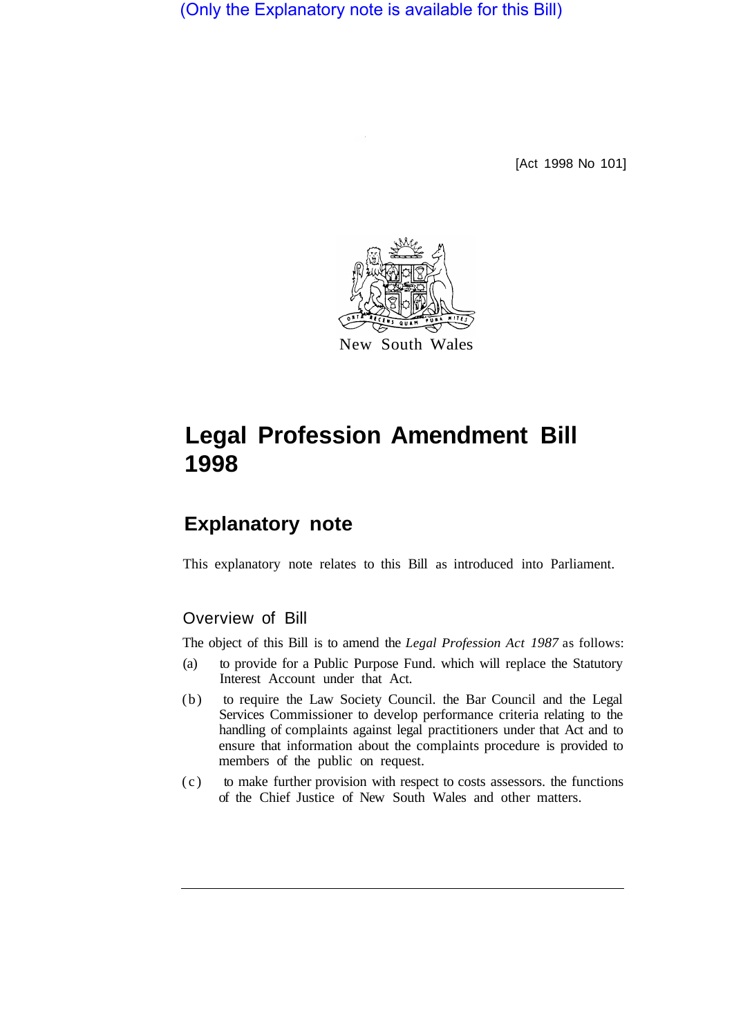(Only the Explanatory note is available for this Bill)

[Act 1998 No 101]

New South Wales

# Legal Profession Amendment Bill 1998

## Explanatory note

This explanatory note relates to this Bill as introduced into Parliament.

### Overview of Bill

The object of this Bill is to amend the *Legal Profession Act 1987* as follows:

(a) to provide for a Public Purpose Fund. which will replace the Statutory Interest Account under that Act.

(b) to require the Law Society Council. the Bar Council and the Legal Services Commissioner to develop performance criteria relating to the handling of complaints against legal practitioners under that Act and to ensure that information about the complaints procedure is provided to members of the public on request.

(c) to make further provision with respect to costs assessors. the functions of the Chief Justice of New South Wales and other matters.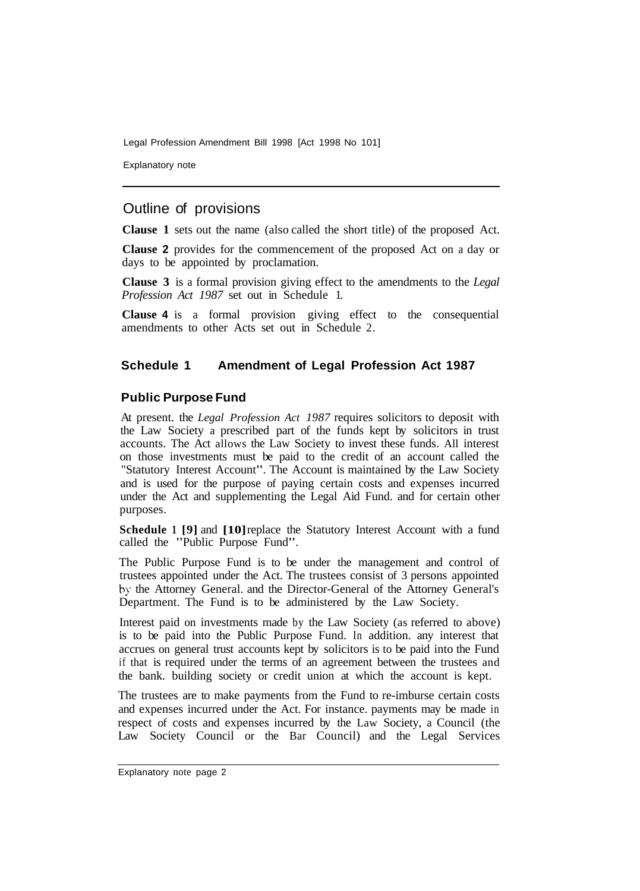## Outline of provisions

**Clause 1** sets out the name (also called the short title) of the proposed Act.

**Clause 2** provides for the commencement of the proposed Act on a day or days to be appointed by proclamation.

**Clause 3** is a formal provision giving effect to the amendments to the *Legal Profession Act 1987* set out in Schedule 1.

**Clause 4** is a formal provision giving effect to the consequential amendments to other Acts set out in Schedule 2.

### Schedule 1 Amendment of Legal Profession Act 1987

#### Public Purpose Fund

At present. the *Legal Profession Act 1987* requires solicitors to deposit with the Law Society a prescribed part of the funds kept by solicitors in trust accounts. The Act allows the Law Society to invest these funds. All interest on those investments must be paid to the credit of an account called the "Statutory Interest Account". The Account is maintained by the Law Society and is used for the purpose of paying certain costs and expenses incurred under the Act and supplementing the Legal Aid Fund. and for certain other purposes.

**Schedule 1 [9]** and **[10]** replace the Statutory Interest Account with a fund called the "Public Purpose Fund".

The Public Purpose Fund is to be under the management and control of trustees appointed under the Act. The trustees consist of 3 persons appointed by the Attorney General. and the Director-General of the Attorney General's Department. The Fund is to be administered by the Law Society.

Interest paid on investments made by the Law Society (as referred to above) is to be paid into the Public Purpose Fund. In addition. any interest that accrues on general trust accounts kept by solicitors is to be paid into the Fund if that is required under the terms of an agreement between the trustees and the bank. building society or credit union at which the account is kept.

The trustees are to make payments from the Fund to re-imburse certain costs and expenses incurred under the Act. For instance. payments may be made in respect of costs and expenses incurred by the Law Society, a Council (the Law Society Council or the Bar Council) and the Legal Services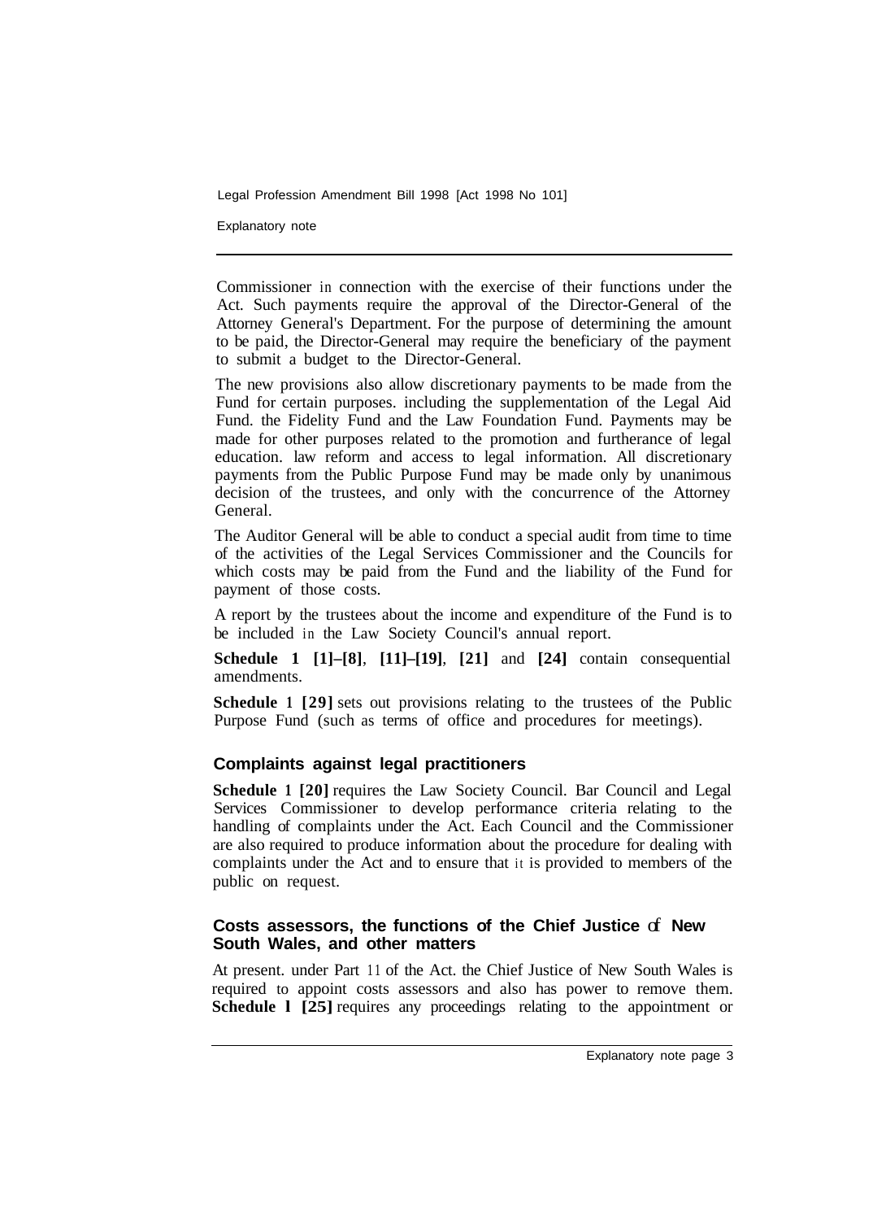Commissioner in connection with the exercise of their functions under the Act. Such payments require the approval of the Director-General of the Attorney General's Department. For the purpose of determining the amount to be paid, the Director-General may require the beneficiary of the payment to submit a budget to the Director-General.

The new provisions also allow discretionary payments to be made from the Fund for certain purposes. including the supplementation of the Legal Aid Fund. the Fidelity Fund and the Law Foundation Fund. Payments may be made for other purposes related to the promotion and furtherance of legal education. law reform and access to legal information. All discretionary payments from the Public Purpose Fund may be made only by unanimous decision of the trustees, and only with the concurrence of the Attorney General.

The Auditor General will be able to conduct a special audit from time to time of the activities of the Legal Services Commissioner and the Councils for which costs may be paid from the Fund and the liability of the Fund for payment of those costs.

A report by the trustees about the income and expenditure of the Fund is to be included in the Law Society Council's annual report.

**Schedule 1 [1]–[8]**, **[11]–[19]**, **[21]** and **[24]** contain consequential amendments.

**Schedule 1 [29]** sets out provisions relating to the trustees of the Public Purpose Fund (such as terms of office and procedures for meetings).

### Complaints against legal practitioners

**Schedule 1 [20]** requires the Law Society Council. Bar Council and Legal Services Commissioner to develop performance criteria relating to the handling of complaints under the Act. Each Council and the Commissioner are also required to produce information about the procedure for dealing with complaints under the Act and to ensure that it is provided to members of the public on request.

### Costs assessors, the functions of the Chief Justice of New South Wales, and other matters

At present. under Part 11 of the Act. the Chief Justice of New South Wales is required to appoint costs assessors and also has power to remove them. **Schedule 1 [25]** requires any proceedings relating to the appointment or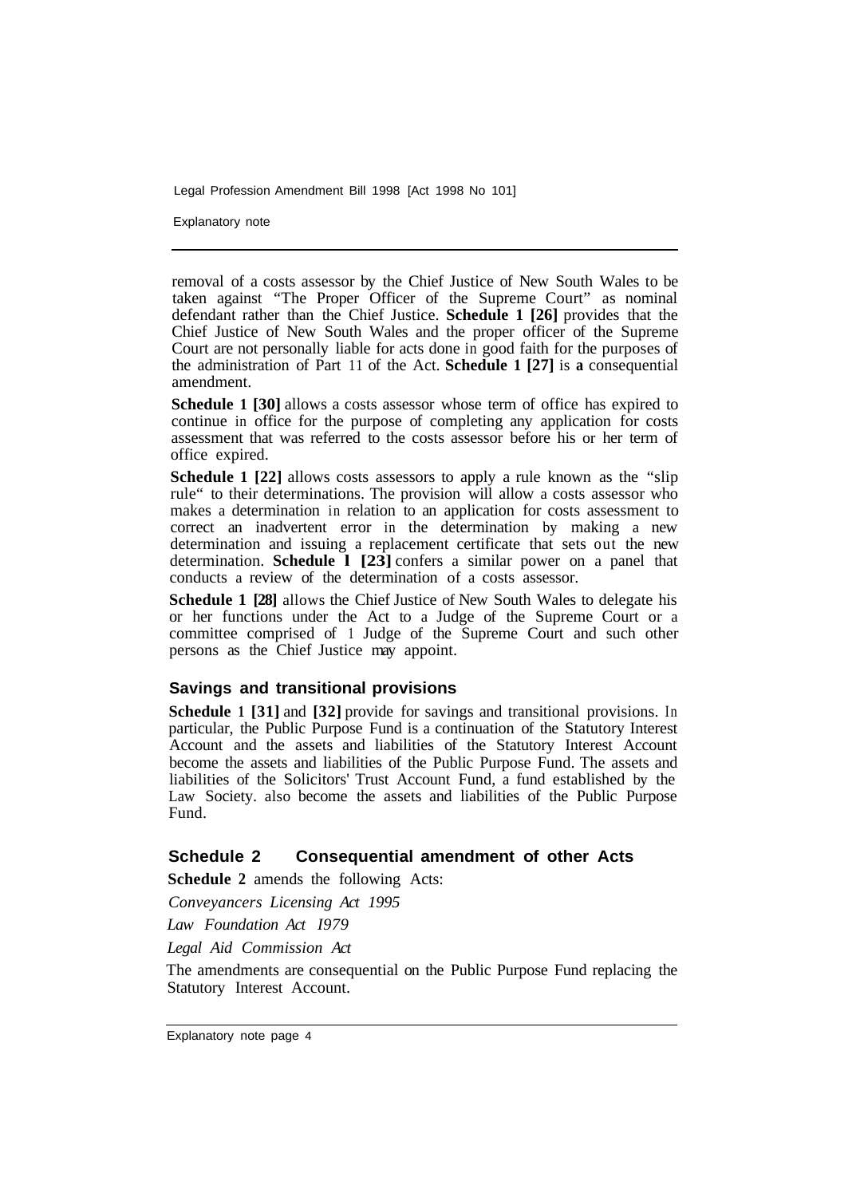removal of a costs assessor by the Chief Justice of New South Wales to be taken against "The Proper Officer of the Supreme Court" as nominal defendant rather than the Chief Justice. **Schedule 1 [26]** provides that the Chief Justice of New South Wales and the proper officer of the Supreme Court are not personally liable for acts done in good faith for the purposes of the administration of Part 11 of the Act. **Schedule 1 [27]** is **a** consequential amendment.

**Schedule 1 [30]** allows a costs assessor whose term of office has expired to continue in office for the purpose of completing any application for costs assessment that was referred to the costs assessor before his or her term of office expired.

**Schedule 1 [22]** allows costs assessors to apply a rule known as the "slip rule" to their determinations. The provision will allow a costs assessor who makes a determination in relation to an application for costs assessment to correct an inadvertent error in the determination by making a new determination and issuing a replacement certificate that sets out the new determination. **Schedule 1 [23]** confers a similar power on a panel that conducts a review of the determination of a costs assessor.

**Schedule 1 [28]** allows the Chief Justice of New South Wales to delegate his or her functions under the Act to a Judge of the Supreme Court or a committee comprised of 1 Judge of the Supreme Court and such other persons as the Chief Justice may appoint.

### Savings and transitional provisions

**Schedule 1 [31]** and **[32]** provide for savings and transitional provisions. In particular, the Public Purpose Fund is a continuation of the Statutory Interest Account and the assets and liabilities of the Statutory Interest Account become the assets and liabilities of the Public Purpose Fund. The assets and liabilities of the Solicitors' Trust Account Fund, a fund established by the Law Society. also become the assets and liabilities of the Public Purpose Fund.

## Schedule 2 Consequential amendment of other Acts

**Schedule 2** amends the following Acts:

*Conveyancers Licensing Act 1995*

*Law Foundation Act 1979*

*Legal Aid Commission Act*

The amendments are consequential on the Public Purpose Fund replacing the Statutory Interest Account.